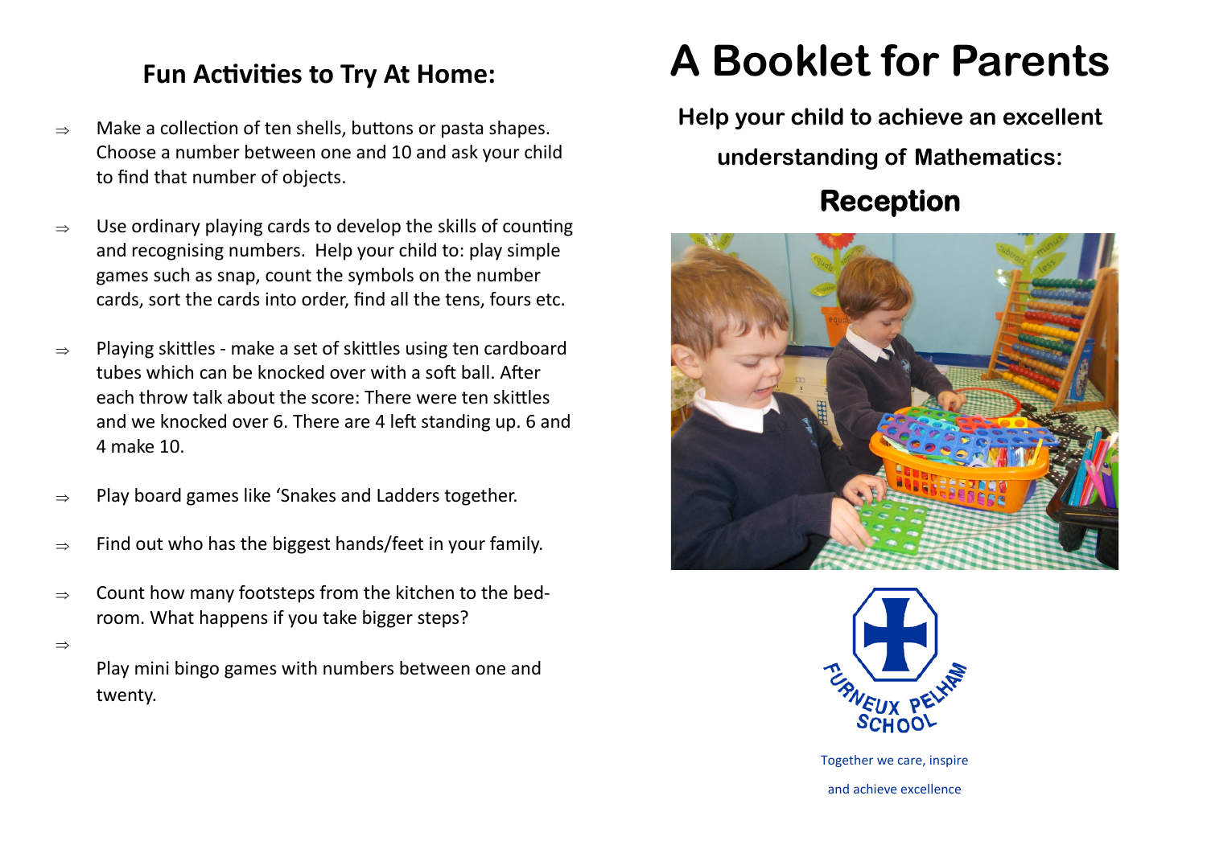## Fun Activities to Try At Home:

- Make a collection of ten shells, buttons or pasta shapes. Choose a number between one and 10 and ask your child to find that number of objects.
- Use ordinary playing cards to develop the skills of counting and recognising numbers. Help your child to: play simple games such as snap, count the symbols on the number cards, sort the cards into order, find all the tens, fours etc.
- Playing skittles - make a set of skittles using ten cardboard tubes which can be knocked over with a soft ball. After each throw talk about the score: There were ten skittles and we knocked over 6. There are 4 left standing up. 6 and 4 make 10.
- Play board games like 'Snakes and Ladders together.
- Find out who has the biggest hands/feet in your family.
- Count how many footsteps from the kitchen to the bed-room. What happens if you take bigger steps?
- Play mini bingo games with numbers between one and twenty.

# A Booklet for Parents

**Help your child to achieve an excellent understanding of Mathematics:**

## Reception

FURNEUX PELHAM SCHOOL

Together we care, inspire and achieve excellence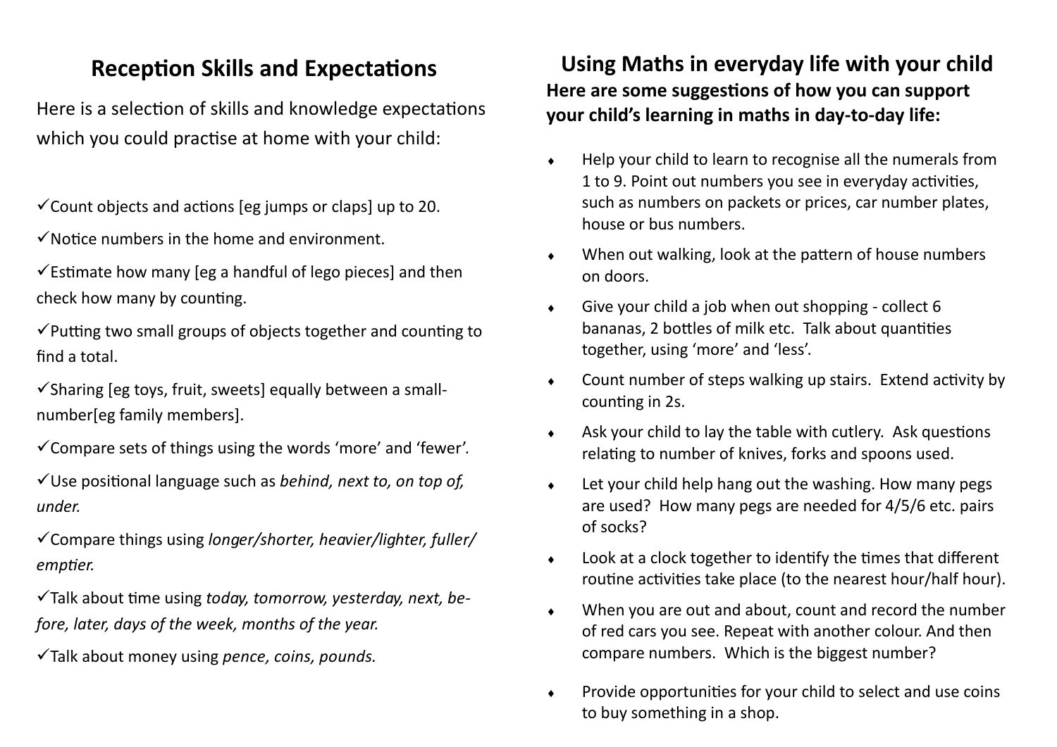## Reception Skills and Expectations

Here is a selection of skills and knowledge expectations which you could practise at home with your child:

✓Count objects and actions [eg jumps or claps] up to 20.

✓Notice numbers in the home and environment.

✓Estimate how many [eg a handful of lego pieces] and then check how many by counting.

✓Putting two small groups of objects together and counting to find a total.

✓Sharing [eg toys, fruit, sweets] equally between a small-number[eg family members].

✓Compare sets of things using the words 'more' and 'fewer'.

✓Use positional language such as *behind, next to, on top of, under.*

✓Compare things using *longer/shorter, heavier/lighter, fuller/ emptier.*

✓Talk about time using *today, tomorrow, yesterday, next, be-fore, later, days of the week, months of the year.*

✓Talk about money using *pence, coins, pounds.*

## Using Maths in everyday life with your child

**Here are some suggestions of how you can support your child's learning in maths in day-to-day life:**

- Help your child to learn to recognise all the numerals from 1 to 9. Point out numbers you see in everyday activities, such as numbers on packets or prices, car number plates, house or bus numbers.
- When out walking, look at the pattern of house numbers on doors.
- Give your child a job when out shopping - collect 6 bananas, 2 bottles of milk etc. Talk about quantities together, using 'more' and 'less'.
- Count number of steps walking up stairs. Extend activity by counting in 2s.
- Ask your child to lay the table with cutlery. Ask questions relating to number of knives, forks and spoons used.
- Let your child help hang out the washing. How many pegs are used? How many pegs are needed for 4/5/6 etc. pairs of socks?
- Look at a clock together to identify the times that different routine activities take place (to the nearest hour/half hour).
- When you are out and about, count and record the number of red cars you see. Repeat with another colour. And then compare numbers. Which is the biggest number?
- Provide opportunities for your child to select and use coins to buy something in a shop.